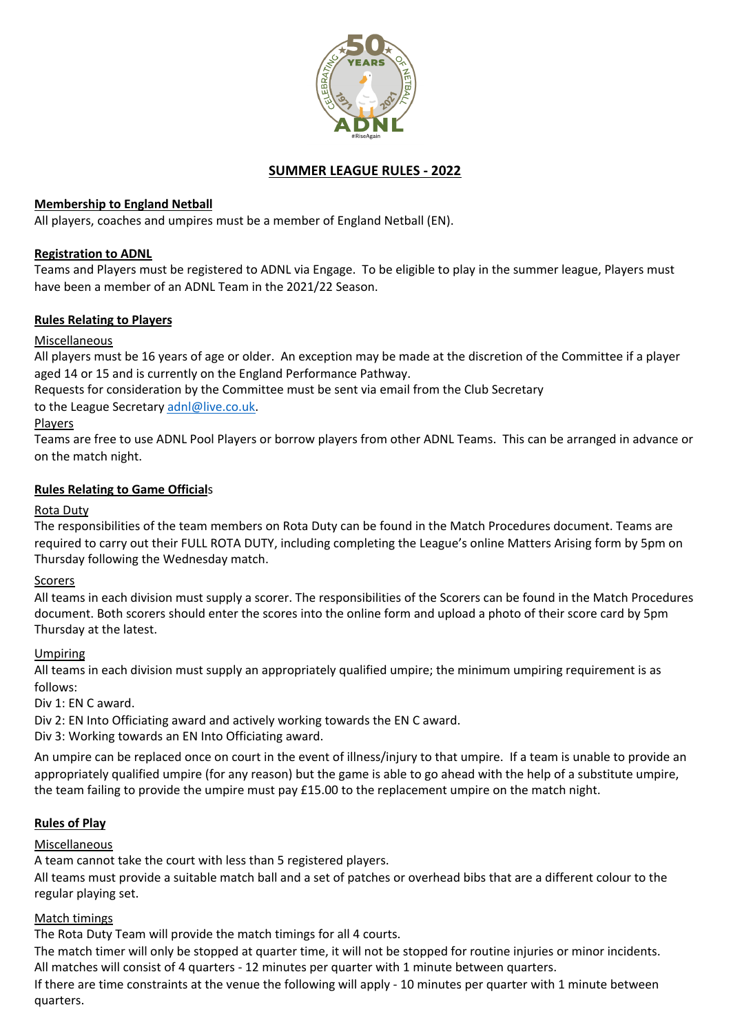## SUMMER LEAGUE RULES - 2022

**Membership to England Netball**

All players, coaches and umpires must be a member of England Netball (EN).

**Registration to ADNL**

Teams and Players must be registered to ADNL via Engage. To be eligible to play in the summer league, Players must have been a member of an ADNL Team in the 2021/22 Season.

**Rules Relating to Players**

Miscellaneous

All players must be 16 years of age or older. An exception may be made at the discretion of the Committee if a player aged 14 or 15 and is currently on the England Performance Pathway.

Requests for consideration by the Committee must be sent via email from the Club Secretary to the League Secretary adnl@live.co.uk.

Players

Teams are free to use ADNL Pool Players or borrow players from other ADNL Teams. This can be arranged in advance or on the match night.

**Rules Relating to Game Officials**

Rota Duty

The responsibilities of the team members on Rota Duty can be found in the Match Procedures document. Teams are required to carry out their FULL ROTA DUTY, including completing the League's online Matters Arising form by 5pm on Thursday following the Wednesday match.

Scorers

All teams in each division must supply a scorer. The responsibilities of the Scorers can be found in the Match Procedures document. Both scorers should enter the scores into the online form and upload a photo of their score card by 5pm Thursday at the latest.

Umpiring

All teams in each division must supply an appropriately qualified umpire; the minimum umpiring requirement is as follows:

Div 1: EN C award.
Div 2: EN Into Officiating award and actively working towards the EN C award.
Div 3: Working towards an EN Into Officiating award.

An umpire can be replaced once on court in the event of illness/injury to that umpire. If a team is unable to provide an appropriately qualified umpire (for any reason) but the game is able to go ahead with the help of a substitute umpire, the team failing to provide the umpire must pay £15.00 to the replacement umpire on the match night.

**Rules of Play**

Miscellaneous

A team cannot take the court with less than 5 registered players.
All teams must provide a suitable match ball and a set of patches or overhead bibs that are a different colour to the regular playing set.

Match timings

The Rota Duty Team will provide the match timings for all 4 courts.
The match timer will only be stopped at quarter time, it will not be stopped for routine injuries or minor incidents.
All matches will consist of 4 quarters - 12 minutes per quarter with 1 minute between quarters.
If there are time constraints at the venue the following will apply - 10 minutes per quarter with 1 minute between quarters.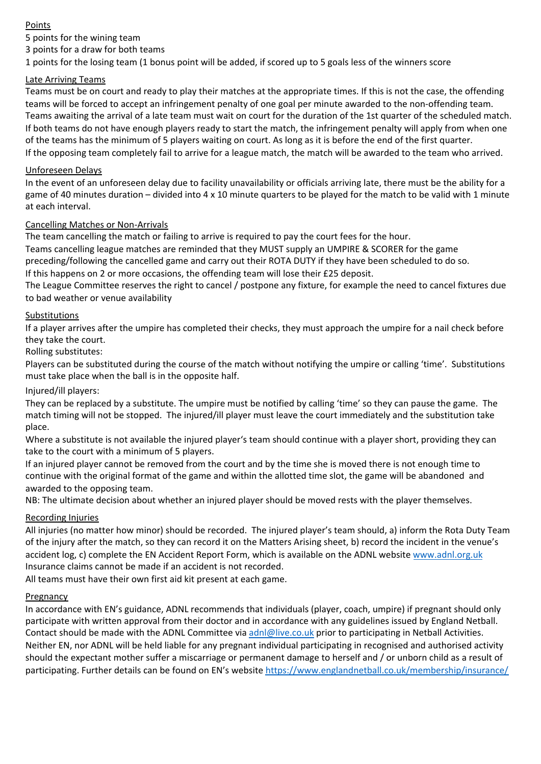<u>Points</u>

5 points for the wining team
3 points for a draw for both teams
1 points for the losing team (1 bonus point will be added, if scored up to 5 goals less of the winners score

<u>Late Arriving Teams</u>

Teams must be on court and ready to play their matches at the appropriate times. If this is not the case, the offending teams will be forced to accept an infringement penalty of one goal per minute awarded to the non-offending team.
Teams awaiting the arrival of a late team must wait on court for the duration of the 1st quarter of the scheduled match.
If both teams do not have enough players ready to start the match, the infringement penalty will apply from when one of the teams has the minimum of 5 players waiting on court. As long as it is before the end of the first quarter.
If the opposing team completely fail to arrive for a league match, the match will be awarded to the team who arrived.

<u>Unforeseen Delays</u>

In the event of an unforeseen delay due to facility unavailability or officials arriving late, there must be the ability for a game of 40 minutes duration – divided into 4 x 10 minute quarters to be played for the match to be valid with 1 minute at each interval.

<u>Cancelling Matches or Non-Arrivals</u>

The team cancelling the match or failing to arrive is required to pay the court fees for the hour.
Teams cancelling league matches are reminded that they MUST supply an UMPIRE & SCORER for the game preceding/following the cancelled game and carry out their ROTA DUTY if they have been scheduled to do so.
If this happens on 2 or more occasions, the offending team will lose their £25 deposit.
The League Committee reserves the right to cancel / postpone any fixture, for example the need to cancel fixtures due to bad weather or venue availability

<u>Substitutions</u>

If a player arrives after the umpire has completed their checks, they must approach the umpire for a nail check before they take the court.

Rolling substitutes:

Players can be substituted during the course of the match without notifying the umpire or calling 'time'. Substitutions must take place when the ball is in the opposite half.

Injured/ill players:

They can be replaced by a substitute. The umpire must be notified by calling 'time' so they can pause the game. The match timing will not be stopped. The injured/ill player must leave the court immediately and the substitution take place.

Where a substitute is not available the injured player's team should continue with a player short, providing they can take to the court with a minimum of 5 players.

If an injured player cannot be removed from the court and by the time she is moved there is not enough time to continue with the original format of the game and within the allotted time slot, the game will be abandoned and awarded to the opposing team.

NB: The ultimate decision about whether an injured player should be moved rests with the player themselves.

<u>Recording Injuries</u>

All injuries (no matter how minor) should be recorded. The injured player's team should, a) inform the Rota Duty Team of the injury after the match, so they can record it on the Matters Arising sheet, b) record the incident in the venue's accident log, c) complete the EN Accident Report Form, which is available on the ADNL website www.adnl.org.uk
Insurance claims cannot be made if an accident is not recorded.
All teams must have their own first aid kit present at each game.

<u>Pregnancy</u>

In accordance with EN's guidance, ADNL recommends that individuals (player, coach, umpire) if pregnant should only participate with written approval from their doctor and in accordance with any guidelines issued by England Netball. Contact should be made with the ADNL Committee via adnl@live.co.uk prior to participating in Netball Activities. Neither EN, nor ADNL will be held liable for any pregnant individual participating in recognised and authorised activity should the expectant mother suffer a miscarriage or permanent damage to herself and / or unborn child as a result of participating. Further details can be found on EN's website https://www.englandnetball.co.uk/membership/insurance/